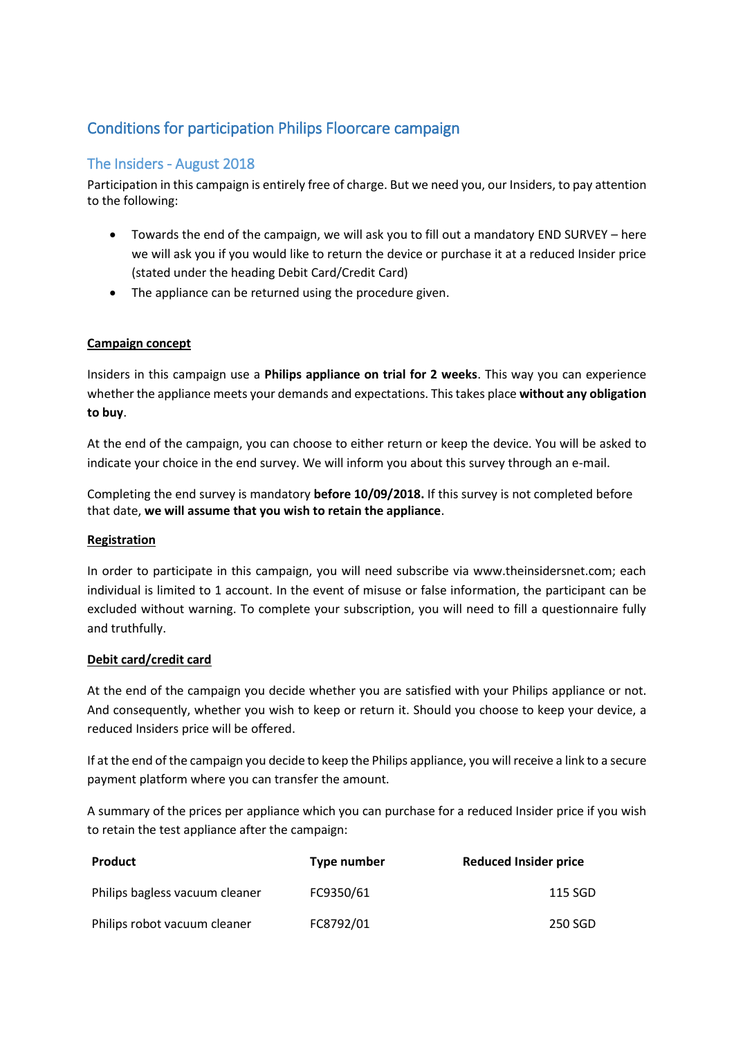# Conditions for participation Philips Floorcare campaign

## The Insiders - August 2018

Participation in this campaign is entirely free of charge. But we need you, our Insiders, to pay attention to the following:

- Towards the end of the campaign, we will ask you to fill out a mandatory END SURVEY – here we will ask you if you would like to return the device or purchase it at a reduced Insider price (stated under the heading Debit Card/Credit Card)
- The appliance can be returned using the procedure given.

**Campaign concept**

Insiders in this campaign use a **Philips appliance on trial for 2 weeks**. This way you can experience whether the appliance meets your demands and expectations. This takes place **without any obligation to buy**.

At the end of the campaign, you can choose to either return or keep the device. You will be asked to indicate your choice in the end survey. We will inform you about this survey through an e-mail.

Completing the end survey is mandatory **before 10/09/2018.** If this survey is not completed before that date, **we will assume that you wish to retain the appliance**.

**Registration**

In order to participate in this campaign, you will need subscribe via www.theinsidersnet.com; each individual is limited to 1 account. In the event of misuse or false information, the participant can be excluded without warning. To complete your subscription, you will need to fill a questionnaire fully and truthfully.

**Debit card/credit card**

At the end of the campaign you decide whether you are satisfied with your Philips appliance or not. And consequently, whether you wish to keep or return it. Should you choose to keep your device, a reduced Insiders price will be offered.

If at the end of the campaign you decide to keep the Philips appliance, you will receive a link to a secure payment platform where you can transfer the amount.

A summary of the prices per appliance which you can purchase for a reduced Insider price if you wish to retain the test appliance after the campaign:

| Product | Type number | Reduced Insider price |
| --- | --- | --- |
| Philips bagless vacuum cleaner | FC9350/61 | 115 SGD |
| Philips robot vacuum cleaner | FC8792/01 | 250 SGD |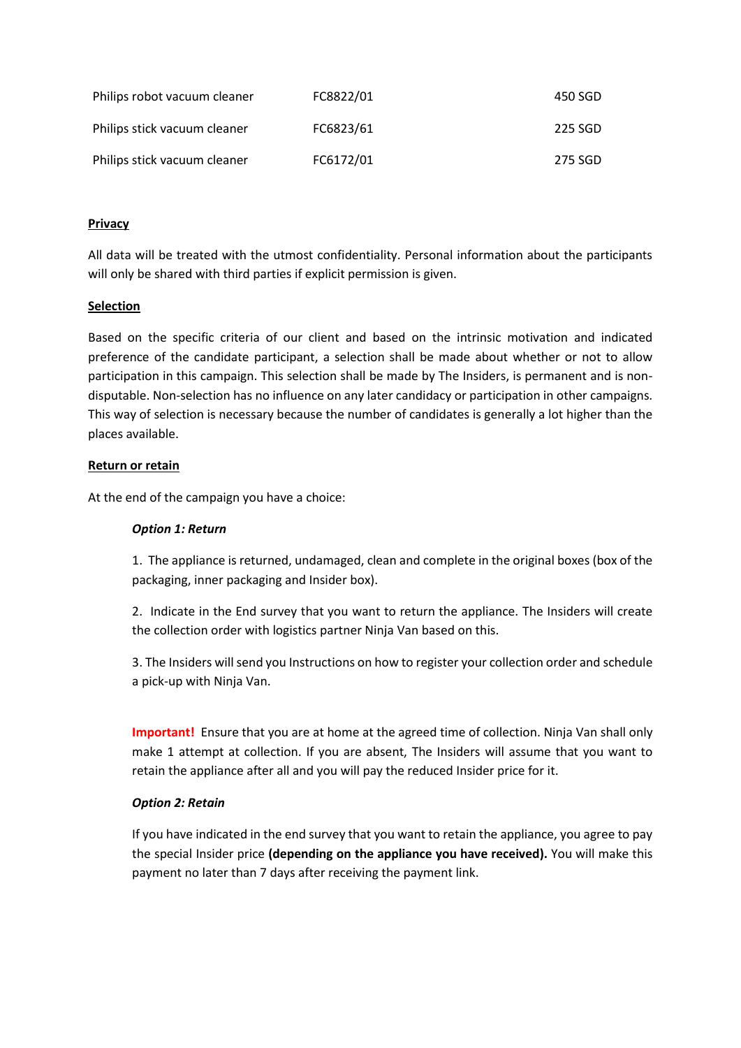| | | |
|---|---|---|
| Philips robot vacuum cleaner | FC8822/01 | 450 SGD |
| Philips stick vacuum cleaner | FC6823/61 | 225 SGD |
| Philips stick vacuum cleaner | FC6172/01 | 275 SGD |

**Privacy**

All data will be treated with the utmost confidentiality. Personal information about the participants will only be shared with third parties if explicit permission is given.

**Selection**

Based on the specific criteria of our client and based on the intrinsic motivation and indicated preference of the candidate participant, a selection shall be made about whether or not to allow participation in this campaign. This selection shall be made by The Insiders, is permanent and is non-disputable. Non-selection has no influence on any later candidacy or participation in other campaigns. This way of selection is necessary because the number of candidates is generally a lot higher than the places available.

**Return or retain**

At the end of the campaign you have a choice:

***Option 1: Return***

1. The appliance is returned, undamaged, clean and complete in the original boxes (box of the packaging, inner packaging and Insider box).

2. Indicate in the End survey that you want to return the appliance. The Insiders will create the collection order with logistics partner Ninja Van based on this.

3. The Insiders will send you Instructions on how to register your collection order and schedule a pick-up with Ninja Van.

**Important!** Ensure that you are at home at the agreed time of collection. Ninja Van shall only make 1 attempt at collection. If you are absent, The Insiders will assume that you want to retain the appliance after all and you will pay the reduced Insider price for it.

***Option 2: Retain***

If you have indicated in the end survey that you want to retain the appliance, you agree to pay the special Insider price **(depending on the appliance you have received).** You will make this payment no later than 7 days after receiving the payment link.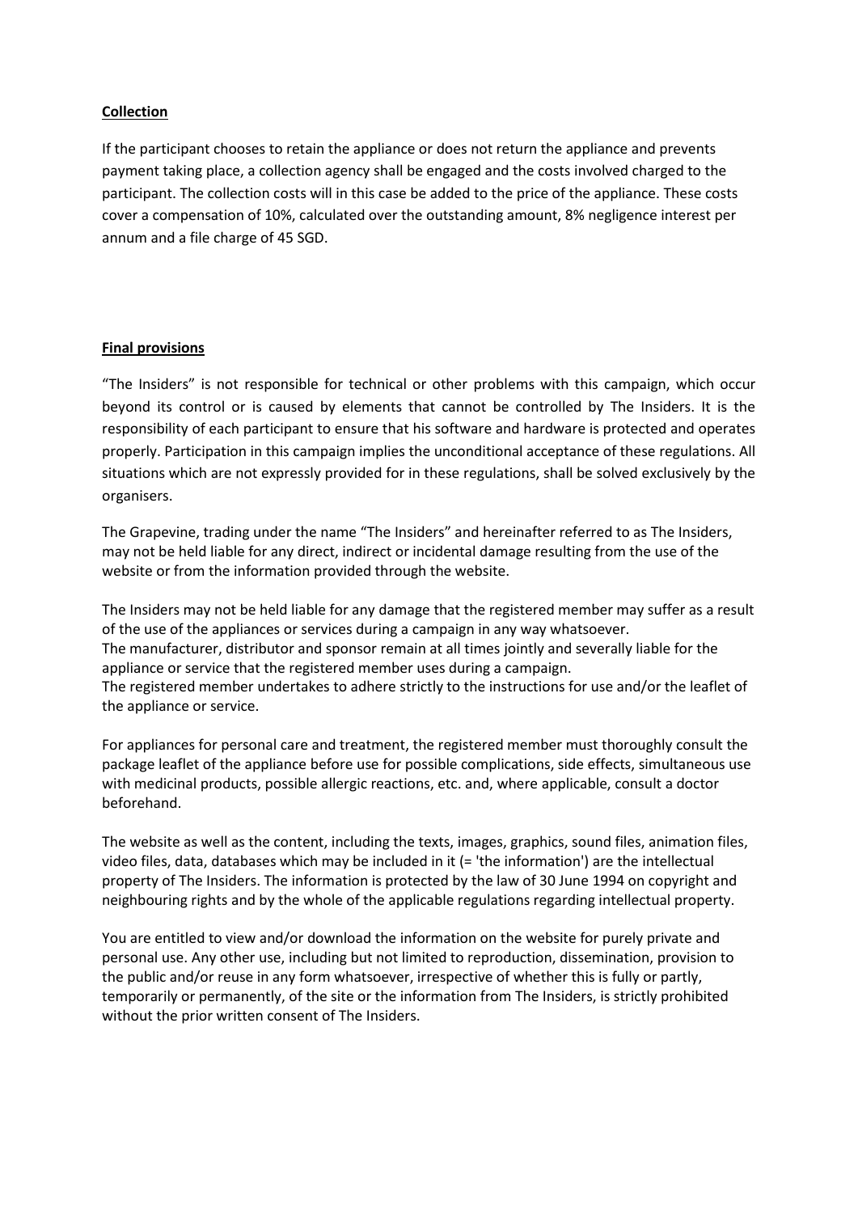**Collection**

If the participant chooses to retain the appliance or does not return the appliance and prevents payment taking place, a collection agency shall be engaged and the costs involved charged to the participant. The collection costs will in this case be added to the price of the appliance. These costs cover a compensation of 10%, calculated over the outstanding amount, 8% negligence interest per annum and a file charge of 45 SGD.

**Final provisions**

“The Insiders” is not responsible for technical or other problems with this campaign, which occur beyond its control or is caused by elements that cannot be controlled by The Insiders. It is the responsibility of each participant to ensure that his software and hardware is protected and operates properly. Participation in this campaign implies the unconditional acceptance of these regulations. All situations which are not expressly provided for in these regulations, shall be solved exclusively by the organisers.

The Grapevine, trading under the name “The Insiders” and hereinafter referred to as The Insiders, may not be held liable for any direct, indirect or incidental damage resulting from the use of the website or from the information provided through the website.

The Insiders may not be held liable for any damage that the registered member may suffer as a result of the use of the appliances or services during a campaign in any way whatsoever.
The manufacturer, distributor and sponsor remain at all times jointly and severally liable for the appliance or service that the registered member uses during a campaign.
The registered member undertakes to adhere strictly to the instructions for use and/or the leaflet of the appliance or service.

For appliances for personal care and treatment, the registered member must thoroughly consult the package leaflet of the appliance before use for possible complications, side effects, simultaneous use with medicinal products, possible allergic reactions, etc. and, where applicable, consult a doctor beforehand.

The website as well as the content, including the texts, images, graphics, sound files, animation files, video files, data, databases which may be included in it (= 'the information') are the intellectual property of The Insiders. The information is protected by the law of 30 June 1994 on copyright and neighbouring rights and by the whole of the applicable regulations regarding intellectual property.

You are entitled to view and/or download the information on the website for purely private and personal use. Any other use, including but not limited to reproduction, dissemination, provision to the public and/or reuse in any form whatsoever, irrespective of whether this is fully or partly, temporarily or permanently, of the site or the information from The Insiders, is strictly prohibited without the prior written consent of The Insiders.